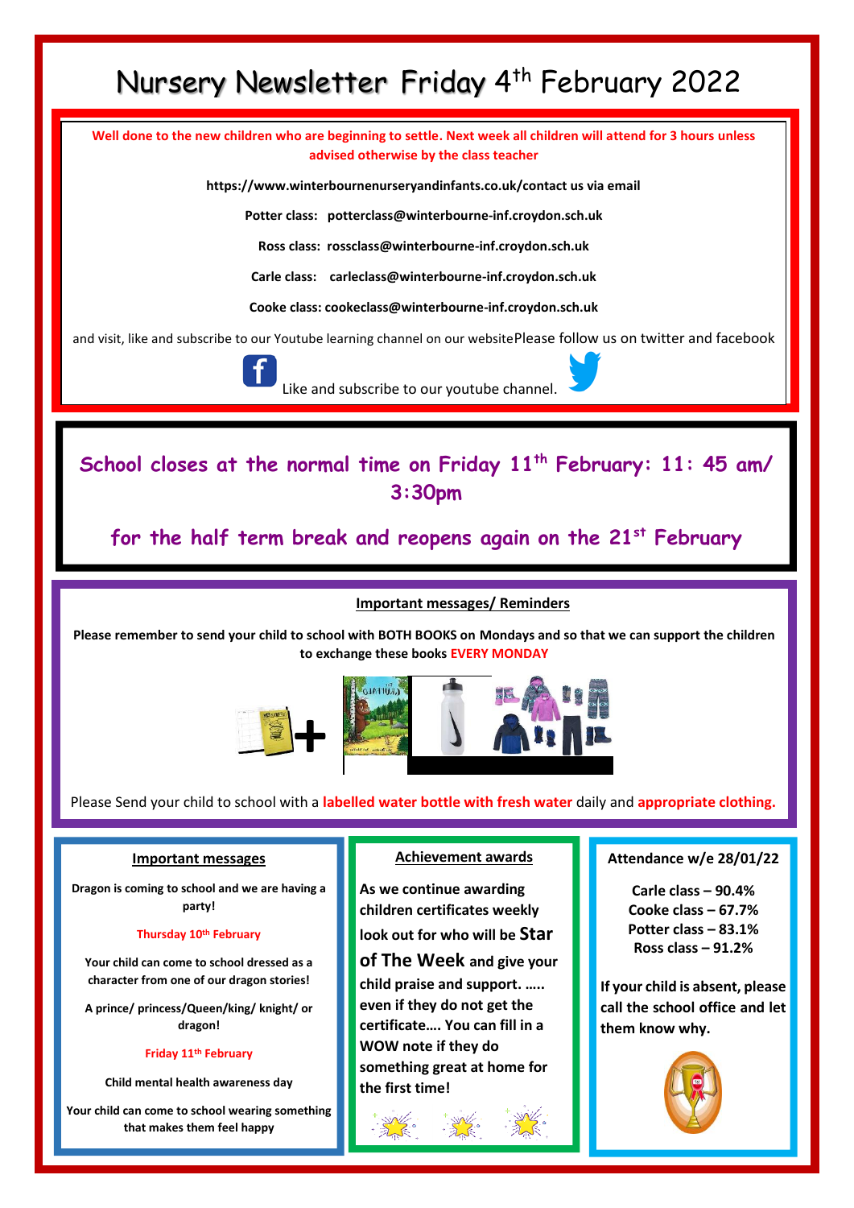# Nursery Newsletter Friday 4th February 2022

**Well done to the new children who are beginning to settle. Next week all children will attend for 3 hours unless advised otherwise by the class teacher**

**https://www.winterbournenurseryandinfants.co.uk/contact us via email**

**Potter class: potterclass@winterbourne-inf.croydon.sch.uk**

**Ross class: rossclass@winterbourne-inf.croydon.sch.uk**

**Carle class: carleclass@winterbourne-inf.croydon.sch.uk**

**Cooke class: cookeclass@winterbourne-inf.croydon.sch.uk**

and visit, like and subscribe to our Youtube learning channel on our website Please follow us on twitter and facebook

Like and subscribe to our youtube channel.

## School closes at the normal time on Friday 11th February: 11: 45 am/ 3:30pm

## for the half term break and reopens again on the 21st February

### Important messages/ Reminders

**Please remember to send your child to school with BOTH BOOKS on Mondays and so that we can support the children to exchange these books EVERY MONDAY**

Please Send your child to school with a **labelled water bottle with fresh water** daily and **appropriate clothing.**

### Important messages

**Dragon is coming to school and we are having a party!**

**Thursday 10th February**

**Your child can come to school dressed as a character from one of our dragon stories!**

**A prince/ princess/Queen/king/ knight/ or dragon!**

**Friday 11th February**

**Child mental health awareness day**

**Your child can come to school wearing something that makes them feel happy**

### Achievement awards

**As we continue awarding children certificates weekly look out for who will be Star of The Week and give your child praise and support. ….. even if they do not get the certificate…. You can fill in a WOW note if they do something great at home for the first time!**

### Attendance w/e 28/01/22

**Carle class – 90.4%**
**Cooke class – 67.7%**
**Potter class – 83.1%**
**Ross class – 91.2%**

**If your child is absent, please call the school office and let them know why.**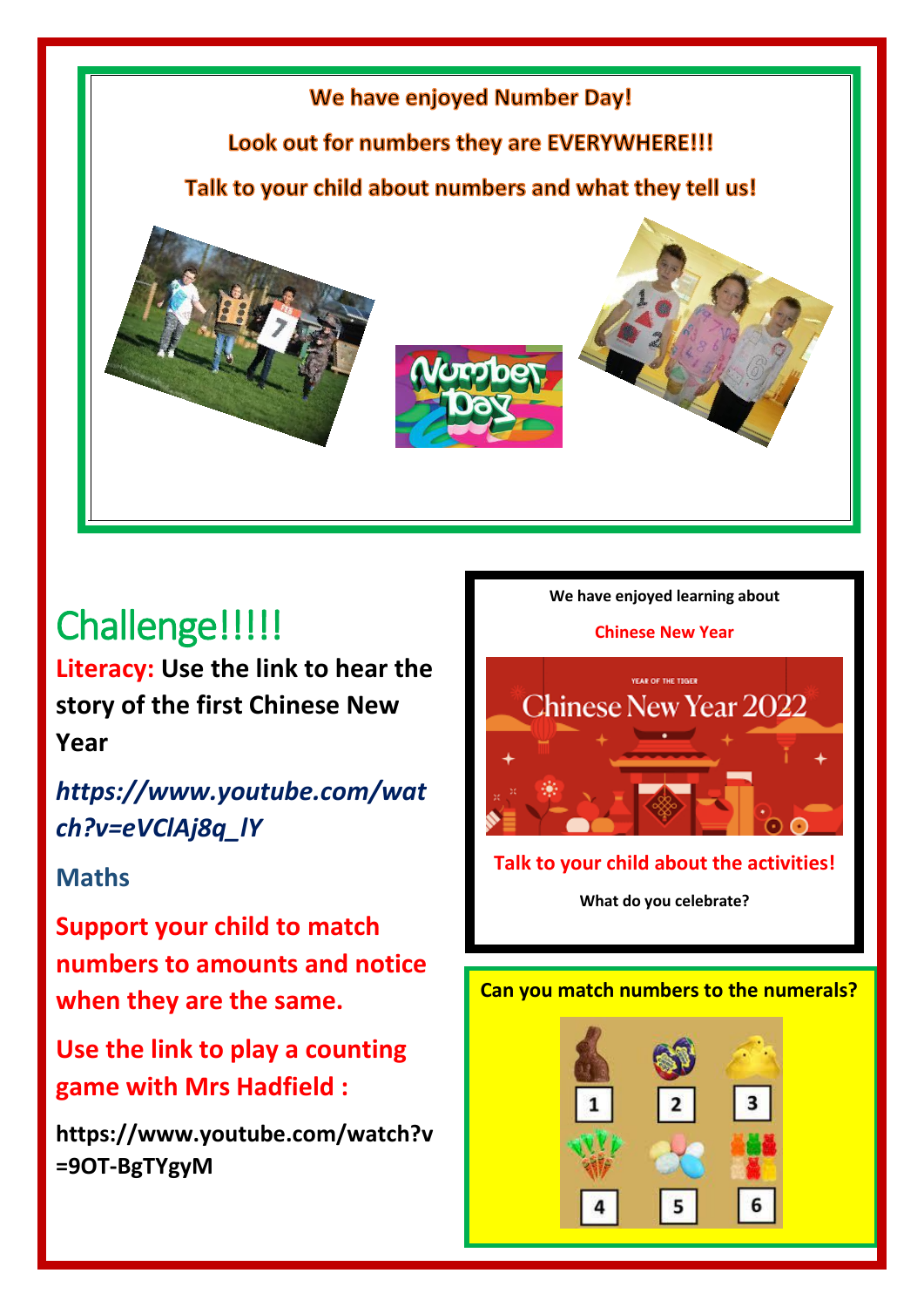**We have enjoyed Number Day!**

**Look out for numbers they are EVERYWHERE!!!**

**Talk to your child about numbers and what they tell us!**

# Challenge!!!!!

**Literacy: Use the link to hear the story of the first Chinese New Year**

***https://www.youtube.com/watch?v=eVClAj8q_lY***

**Maths**

**Support your child to match numbers to amounts and notice when they are the same.**

**Use the link to play a counting game with Mrs Hadfield :**

**https://www.youtube.com/watch?v=9OT-BgTYgyM**

**We have enjoyed learning about**

**Chinese New Year**

**Talk to your child about the activities!**

**What do you celebrate?**

**Can you match numbers to the numerals?**